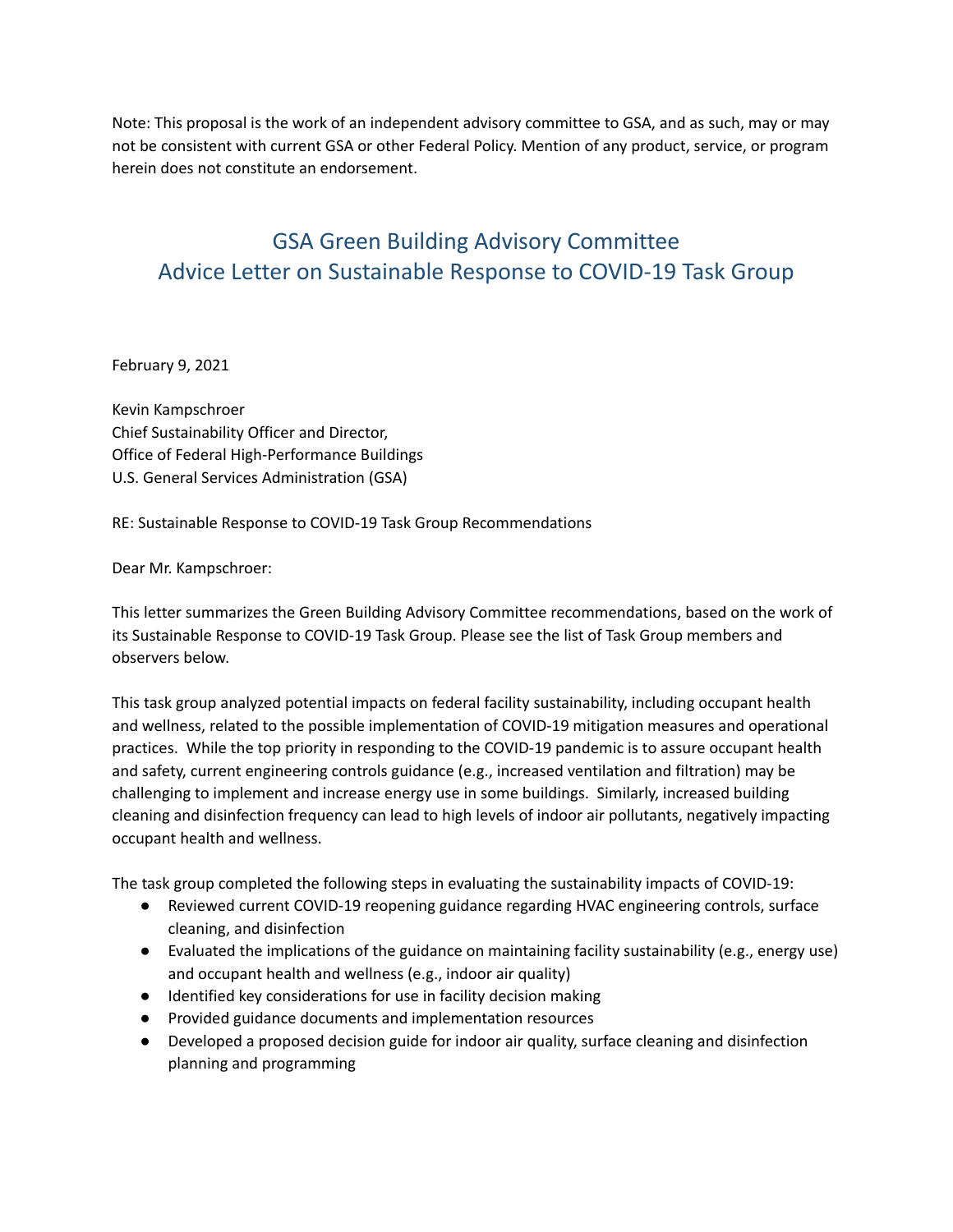Note: This proposal is the work of an independent advisory committee to GSA, and as such, may or may not be consistent with current GSA or other Federal Policy. Mention of any product, service, or program herein does not constitute an endorsement.

# GSA Green Building Advisory Committee
# Advice Letter on Sustainable Response to COVID-19 Task Group

February 9, 2021

Kevin Kampschroer
Chief Sustainability Officer and Director,
Office of Federal High-Performance Buildings
U.S. General Services Administration (GSA)

RE: Sustainable Response to COVID-19 Task Group Recommendations

Dear Mr. Kampschroer:

This letter summarizes the Green Building Advisory Committee recommendations, based on the work of its Sustainable Response to COVID-19 Task Group. Please see the list of Task Group members and observers below.

This task group analyzed potential impacts on federal facility sustainability, including occupant health and wellness, related to the possible implementation of COVID-19 mitigation measures and operational practices. While the top priority in responding to the COVID-19 pandemic is to assure occupant health and safety, current engineering controls guidance (e.g., increased ventilation and filtration) may be challenging to implement and increase energy use in some buildings. Similarly, increased building cleaning and disinfection frequency can lead to high levels of indoor air pollutants, negatively impacting occupant health and wellness.

The task group completed the following steps in evaluating the sustainability impacts of COVID-19:

- Reviewed current COVID-19 reopening guidance regarding HVAC engineering controls, surface cleaning, and disinfection
- Evaluated the implications of the guidance on maintaining facility sustainability (e.g., energy use) and occupant health and wellness (e.g., indoor air quality)
- Identified key considerations for use in facility decision making
- Provided guidance documents and implementation resources
- Developed a proposed decision guide for indoor air quality, surface cleaning and disinfection planning and programming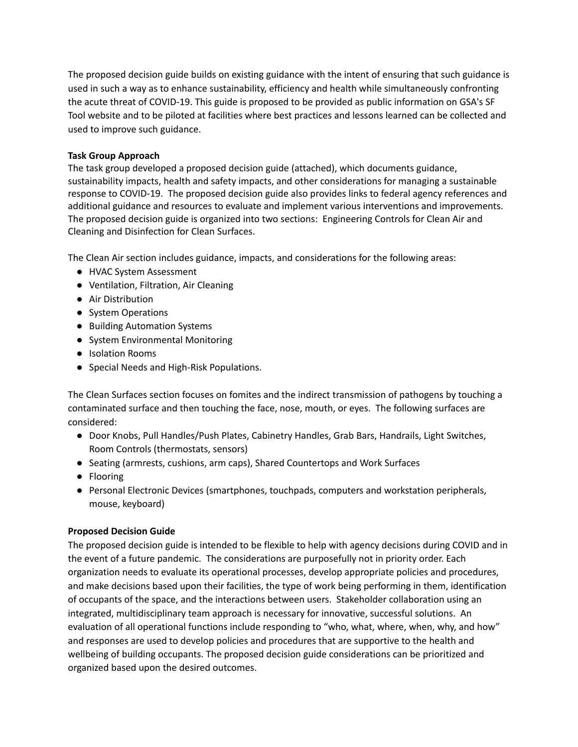The proposed decision guide builds on existing guidance with the intent of ensuring that such guidance is used in such a way as to enhance sustainability, efficiency and health while simultaneously confronting the acute threat of COVID-19. This guide is proposed to be provided as public information on GSA's SF Tool website and to be piloted at facilities where best practices and lessons learned can be collected and used to improve such guidance.

**Task Group Approach**

The task group developed a proposed decision guide (attached), which documents guidance, sustainability impacts, health and safety impacts, and other considerations for managing a sustainable response to COVID-19. The proposed decision guide also provides links to federal agency references and additional guidance and resources to evaluate and implement various interventions and improvements. The proposed decision guide is organized into two sections: Engineering Controls for Clean Air and Cleaning and Disinfection for Clean Surfaces.

The Clean Air section includes guidance, impacts, and considerations for the following areas:

- HVAC System Assessment
- Ventilation, Filtration, Air Cleaning
- Air Distribution
- System Operations
- Building Automation Systems
- System Environmental Monitoring
- Isolation Rooms
- Special Needs and High-Risk Populations.

The Clean Surfaces section focuses on fomites and the indirect transmission of pathogens by touching a contaminated surface and then touching the face, nose, mouth, or eyes. The following surfaces are considered:

- Door Knobs, Pull Handles/Push Plates, Cabinetry Handles, Grab Bars, Handrails, Light Switches, Room Controls (thermostats, sensors)
- Seating (armrests, cushions, arm caps), Shared Countertops and Work Surfaces
- Flooring
- Personal Electronic Devices (smartphones, touchpads, computers and workstation peripherals, mouse, keyboard)

**Proposed Decision Guide**

The proposed decision guide is intended to be flexible to help with agency decisions during COVID and in the event of a future pandemic. The considerations are purposefully not in priority order. Each organization needs to evaluate its operational processes, develop appropriate policies and procedures, and make decisions based upon their facilities, the type of work being performing in them, identification of occupants of the space, and the interactions between users. Stakeholder collaboration using an integrated, multidisciplinary team approach is necessary for innovative, successful solutions. An evaluation of all operational functions include responding to "who, what, where, when, why, and how" and responses are used to develop policies and procedures that are supportive to the health and wellbeing of building occupants. The proposed decision guide considerations can be prioritized and organized based upon the desired outcomes.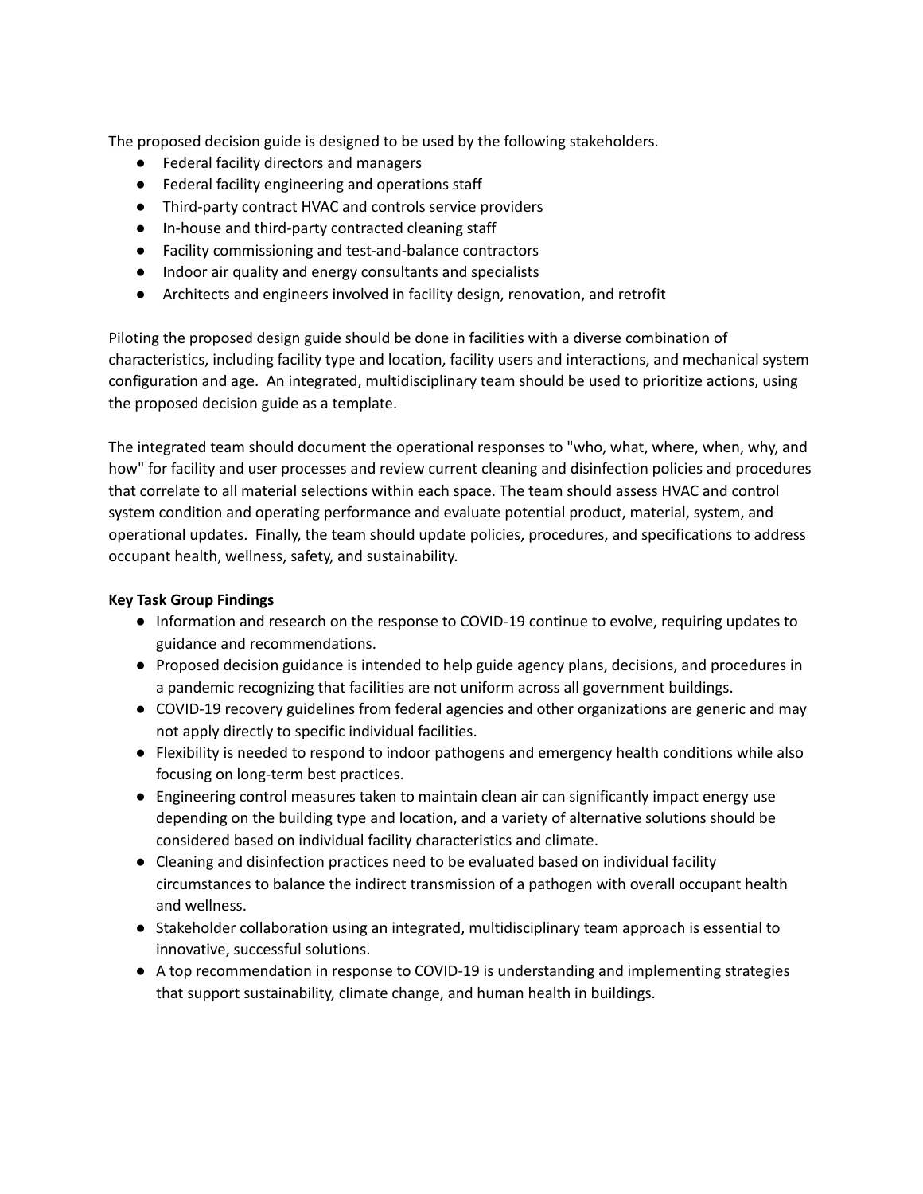The proposed decision guide is designed to be used by the following stakeholders.

- Federal facility directors and managers
- Federal facility engineering and operations staff
- Third-party contract HVAC and controls service providers
- In-house and third-party contracted cleaning staff
- Facility commissioning and test-and-balance contractors
- Indoor air quality and energy consultants and specialists
- Architects and engineers involved in facility design, renovation, and retrofit

Piloting the proposed design guide should be done in facilities with a diverse combination of characteristics, including facility type and location, facility users and interactions, and mechanical system configuration and age. An integrated, multidisciplinary team should be used to prioritize actions, using the proposed decision guide as a template.

The integrated team should document the operational responses to "who, what, where, when, why, and how" for facility and user processes and review current cleaning and disinfection policies and procedures that correlate to all material selections within each space. The team should assess HVAC and control system condition and operating performance and evaluate potential product, material, system, and operational updates. Finally, the team should update policies, procedures, and specifications to address occupant health, wellness, safety, and sustainability.

**Key Task Group Findings**

- Information and research on the response to COVID-19 continue to evolve, requiring updates to guidance and recommendations.
- Proposed decision guidance is intended to help guide agency plans, decisions, and procedures in a pandemic recognizing that facilities are not uniform across all government buildings.
- COVID-19 recovery guidelines from federal agencies and other organizations are generic and may not apply directly to specific individual facilities.
- Flexibility is needed to respond to indoor pathogens and emergency health conditions while also focusing on long-term best practices.
- Engineering control measures taken to maintain clean air can significantly impact energy use depending on the building type and location, and a variety of alternative solutions should be considered based on individual facility characteristics and climate.
- Cleaning and disinfection practices need to be evaluated based on individual facility circumstances to balance the indirect transmission of a pathogen with overall occupant health and wellness.
- Stakeholder collaboration using an integrated, multidisciplinary team approach is essential to innovative, successful solutions.
- A top recommendation in response to COVID-19 is understanding and implementing strategies that support sustainability, climate change, and human health in buildings.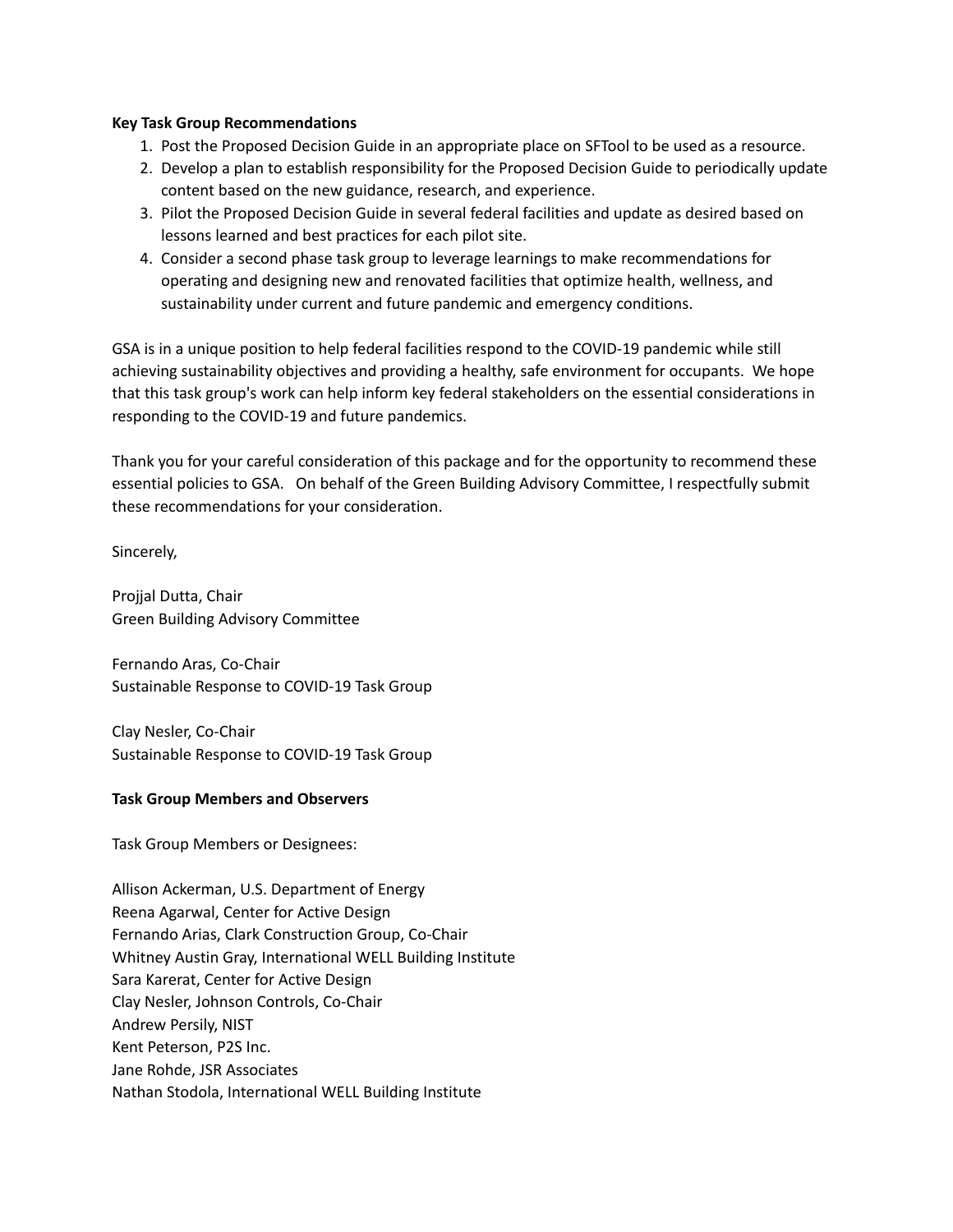**Key Task Group Recommendations**

1. Post the Proposed Decision Guide in an appropriate place on SFTool to be used as a resource.
2. Develop a plan to establish responsibility for the Proposed Decision Guide to periodically update content based on the new guidance, research, and experience.
3. Pilot the Proposed Decision Guide in several federal facilities and update as desired based on lessons learned and best practices for each pilot site.
4. Consider a second phase task group to leverage learnings to make recommendations for operating and designing new and renovated facilities that optimize health, wellness, and sustainability under current and future pandemic and emergency conditions.

GSA is in a unique position to help federal facilities respond to the COVID-19 pandemic while still achieving sustainability objectives and providing a healthy, safe environment for occupants. We hope that this task group's work can help inform key federal stakeholders on the essential considerations in responding to the COVID-19 and future pandemics.

Thank you for your careful consideration of this package and for the opportunity to recommend these essential policies to GSA. On behalf of the Green Building Advisory Committee, I respectfully submit these recommendations for your consideration.

Sincerely,

Projjal Dutta, Chair
Green Building Advisory Committee

Fernando Aras, Co-Chair
Sustainable Response to COVID-19 Task Group

Clay Nesler, Co-Chair
Sustainable Response to COVID-19 Task Group

**Task Group Members and Observers**

Task Group Members or Designees:

Allison Ackerman, U.S. Department of Energy
Reena Agarwal, Center for Active Design
Fernando Arias, Clark Construction Group, Co-Chair
Whitney Austin Gray, International WELL Building Institute
Sara Karerat, Center for Active Design
Clay Nesler, Johnson Controls, Co-Chair
Andrew Persily, NIST
Kent Peterson, P2S Inc.
Jane Rohde, JSR Associates
Nathan Stodola, International WELL Building Institute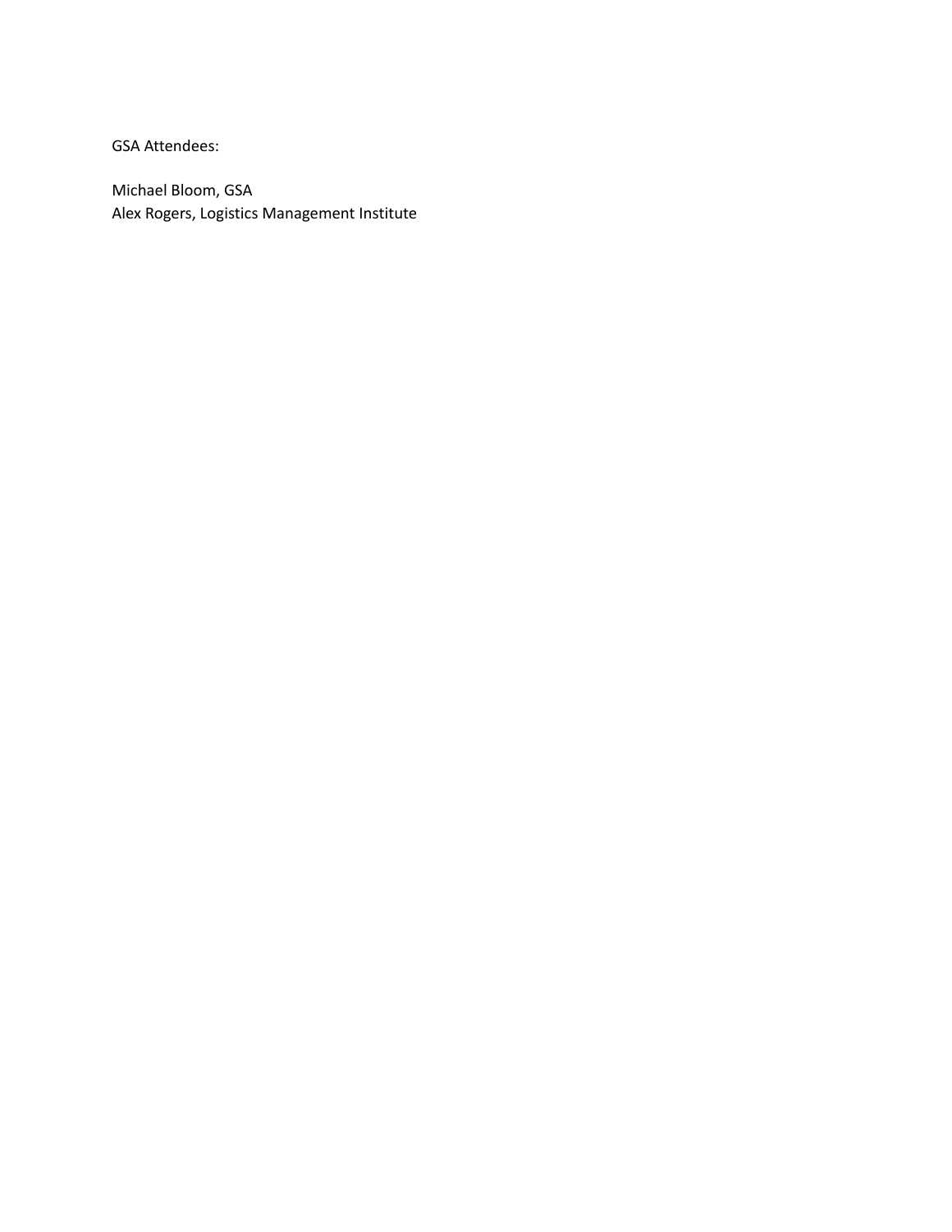GSA Attendees:

Michael Bloom, GSA
Alex Rogers, Logistics Management Institute